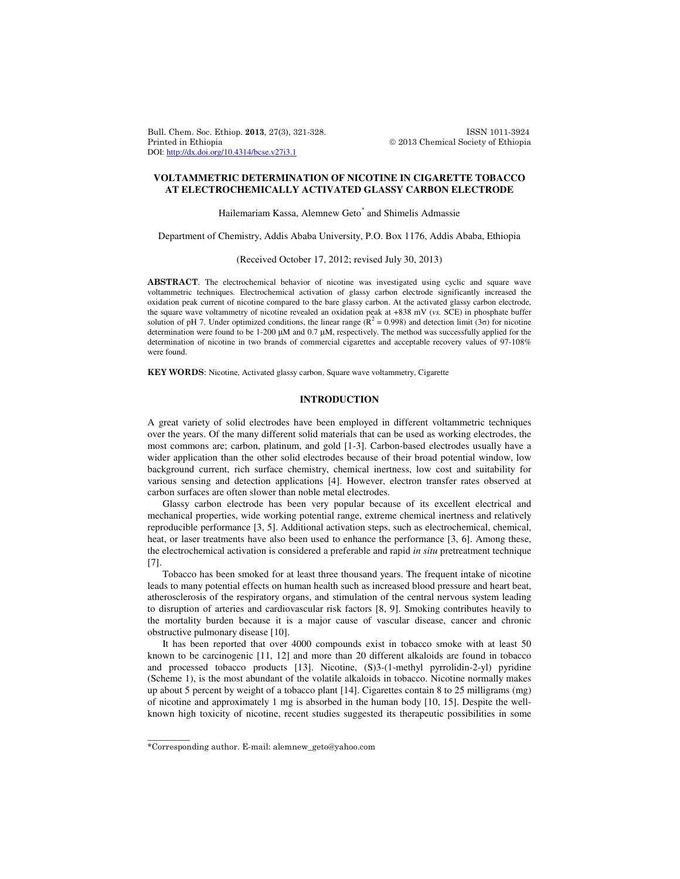# VOLTAMMETRIC DETERMINATION OF NICOTINE IN CIGARETTE TOBACCO AT ELECTROCHEMICALLY ACTIVATED GLASSY CARBON ELECTRODE

Hailemariam Kassa, Alemnew Geto* and Shimelis Admassie

Department of Chemistry, Addis Ababa University, P.O. Box 1176, Addis Ababa, Ethiopia

(Received October 17, 2012; revised July 30, 2013)

**ABSTRACT**. The electrochemical behavior of nicotine was investigated using cyclic and square wave voltammetric techniques. Electrochemical activation of glassy carbon electrode significantly increased the oxidation peak current of nicotine compared to the bare glassy carbon. At the activated glassy carbon electrode, the square wave voltammetry of nicotine revealed an oxidation peak at +838 mV (*vs.* SCE) in phosphate buffer solution of pH 7. Under optimized conditions, the linear range ($R^2$ = 0.998) and detection limit (3σ) for nicotine determination were found to be 1-200 μM and 0.7 μM, respectively. The method was successfully applied for the determination of nicotine in two brands of commercial cigarettes and acceptable recovery values of 97-108% were found.

**KEY WORDS**: Nicotine, Activated glassy carbon, Square wave voltammetry, Cigarette

## INTRODUCTION

A great variety of solid electrodes have been employed in different voltammetric techniques over the years. Of the many different solid materials that can be used as working electrodes, the most commons are; carbon, platinum, and gold [1-3]. Carbon-based electrodes usually have a wider application than the other solid electrodes because of their broad potential window, low background current, rich surface chemistry, chemical inertness, low cost and suitability for various sensing and detection applications [4]. However, electron transfer rates observed at carbon surfaces are often slower than noble metal electrodes.

Glassy carbon electrode has been very popular because of its excellent electrical and mechanical properties, wide working potential range, extreme chemical inertness and relatively reproducible performance [3, 5]. Additional activation steps, such as electrochemical, chemical, heat, or laser treatments have also been used to enhance the performance [3, 6]. Among these, the electrochemical activation is considered a preferable and rapid *in situ* pretreatment technique [7].

Tobacco has been smoked for at least three thousand years. The frequent intake of nicotine leads to many potential effects on human health such as increased blood pressure and heart beat, atherosclerosis of the respiratory organs, and stimulation of the central nervous system leading to disruption of arteries and cardiovascular risk factors [8, 9]. Smoking contributes heavily to the mortality burden because it is a major cause of vascular disease, cancer and chronic obstructive pulmonary disease [10].

It has been reported that over 4000 compounds exist in tobacco smoke with at least 50 known to be carcinogenic [11, 12] and more than 20 different alkaloids are found in tobacco and processed tobacco products [13]. Nicotine, (S)3-(1-methyl pyrrolidin-2-yl) pyridine (Scheme 1), is the most abundant of the volatile alkaloids in tobacco. Nicotine normally makes up about 5 percent by weight of a tobacco plant [14]. Cigarettes contain 8 to 25 milligrams (mg) of nicotine and approximately 1 mg is absorbed in the human body [10, 15]. Despite the well-known high toxicity of nicotine, recent studies suggested its therapeutic possibilities in some

*Corresponding author. E-mail: alemnew_geto@yahoo.com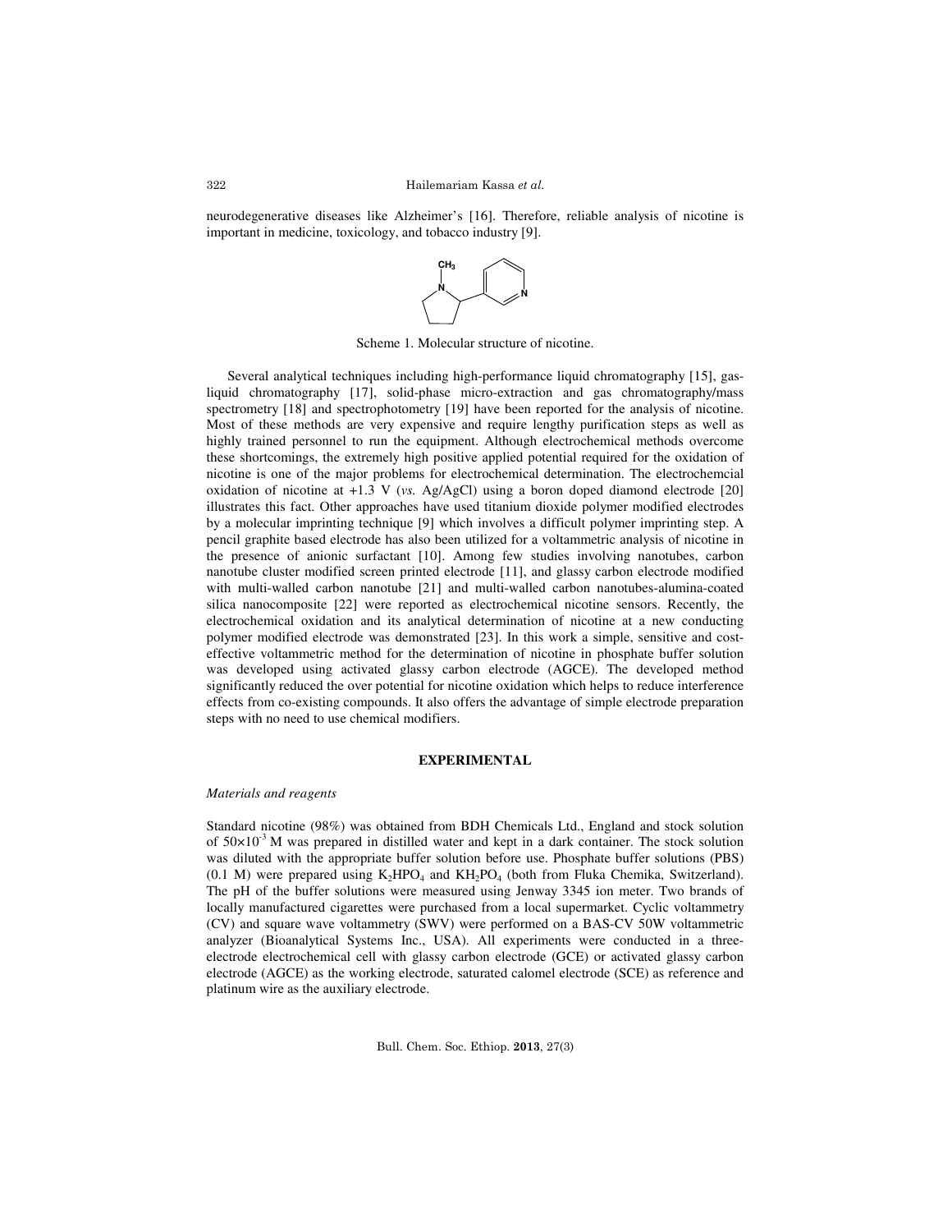neurodegenerative diseases like Alzheimer's [16]. Therefore, reliable analysis of nicotine is important in medicine, toxicology, and tobacco industry [9].

Scheme 1. Molecular structure of nicotine.

Several analytical techniques including high-performance liquid chromatography [15], gas-liquid chromatography [17], solid-phase micro-extraction and gas chromatography/mass spectrometry [18] and spectrophotometry [19] have been reported for the analysis of nicotine. Most of these methods are very expensive and require lengthy purification steps as well as highly trained personnel to run the equipment. Although electrochemical methods overcome these shortcomings, the extremely high positive applied potential required for the oxidation of nicotine is one of the major problems for electrochemical determination. The electrochemcial oxidation of nicotine at +1.3 V (*vs.* Ag/AgCl) using a boron doped diamond electrode [20] illustrates this fact. Other approaches have used titanium dioxide polymer modified electrodes by a molecular imprinting technique [9] which involves a difficult polymer imprinting step. A pencil graphite based electrode has also been utilized for a voltammetric analysis of nicotine in the presence of anionic surfactant [10]. Among few studies involving nanotubes, carbon nanotube cluster modified screen printed electrode [11], and glassy carbon electrode modified with multi-walled carbon nanotube [21] and multi-walled carbon nanotubes-alumina-coated silica nanocomposite [22] were reported as electrochemical nicotine sensors. Recently, the electrochemical oxidation and its analytical determination of nicotine at a new conducting polymer modified electrode was demonstrated [23]. In this work a simple, sensitive and cost-effective voltammetric method for the determination of nicotine in phosphate buffer solution was developed using activated glassy carbon electrode (AGCE). The developed method significantly reduced the over potential for nicotine oxidation which helps to reduce interference effects from co-existing compounds. It also offers the advantage of simple electrode preparation steps with no need to use chemical modifiers.

## EXPERIMENTAL

### *Materials and reagents*

Standard nicotine (98%) was obtained from BDH Chemicals Ltd., England and stock solution of $50\times10^{-3}$ M was prepared in distilled water and kept in a dark container. The stock solution was diluted with the appropriate buffer solution before use. Phosphate buffer solutions (PBS) (0.1 M) were prepared using $K_2HPO_4$ and $KH_2PO_4$ (both from Fluka Chemika, Switzerland). The pH of the buffer solutions were measured using Jenway 3345 ion meter. Two brands of locally manufactured cigarettes were purchased from a local supermarket. Cyclic voltammetry (CV) and square wave voltammetry (SWV) were performed on a BAS-CV 50W voltammetric analyzer (Bioanalytical Systems Inc., USA). All experiments were conducted in a three-electrode electrochemical cell with glassy carbon electrode (GCE) or activated glassy carbon electrode (AGCE) as the working electrode, saturated calomel electrode (SCE) as reference and platinum wire as the auxiliary electrode.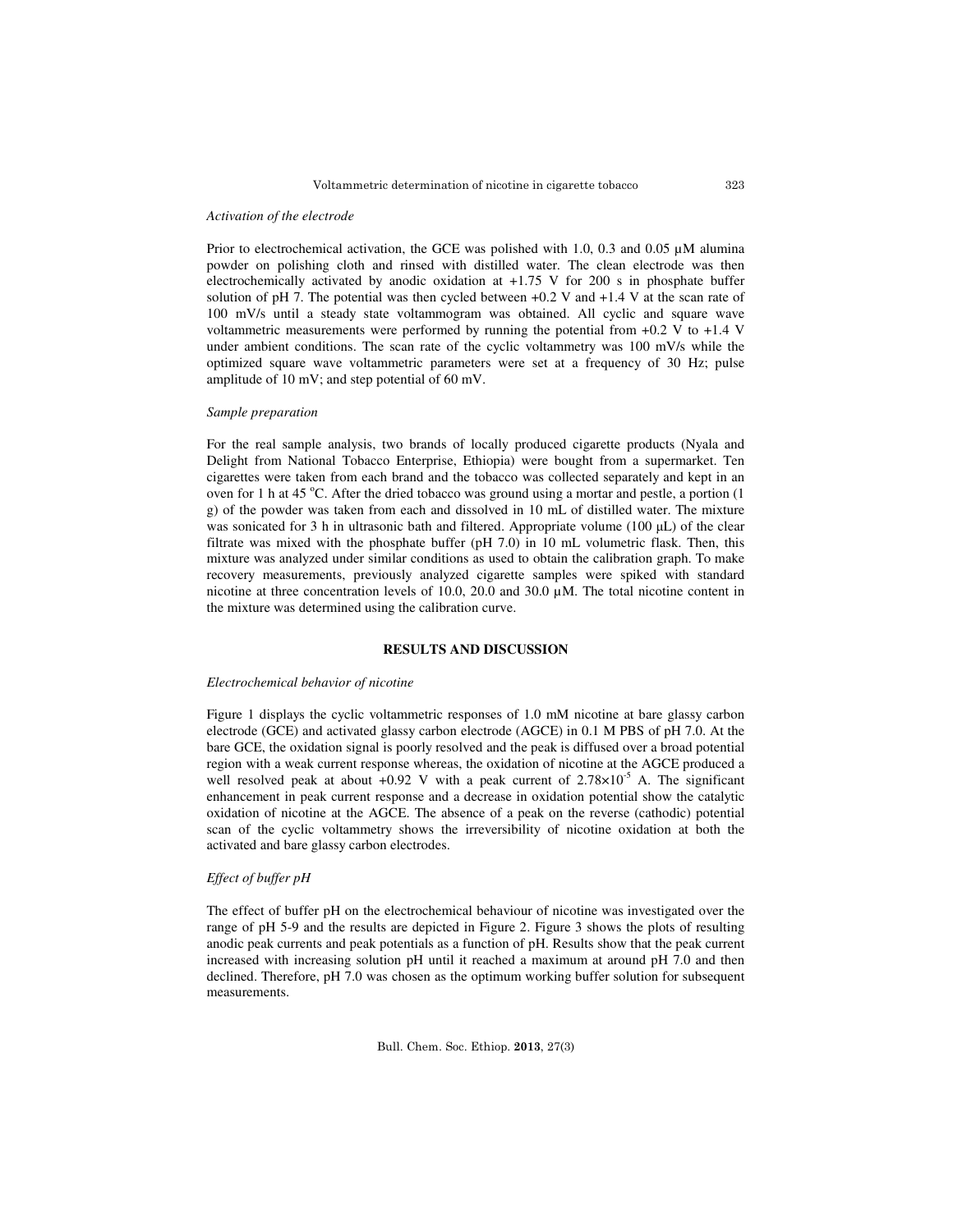*Activation of the electrode*

Prior to electrochemical activation, the GCE was polished with 1.0, 0.3 and 0.05 μM alumina powder on polishing cloth and rinsed with distilled water. The clean electrode was then electrochemically activated by anodic oxidation at +1.75 V for 200 s in phosphate buffer solution of pH 7. The potential was then cycled between +0.2 V and +1.4 V at the scan rate of 100 mV/s until a steady state voltammogram was obtained. All cyclic and square wave voltammetric measurements were performed by running the potential from +0.2 V to +1.4 V under ambient conditions. The scan rate of the cyclic voltammetry was 100 mV/s while the optimized square wave voltammetric parameters were set at a frequency of 30 Hz; pulse amplitude of 10 mV; and step potential of 60 mV.

*Sample preparation*

For the real sample analysis, two brands of locally produced cigarette products (Nyala and Delight from National Tobacco Enterprise, Ethiopia) were bought from a supermarket. Ten cigarettes were taken from each brand and the tobacco was collected separately and kept in an oven for 1 h at 45 °C. After the dried tobacco was ground using a mortar and pestle, a portion (1 g) of the powder was taken from each and dissolved in 10 mL of distilled water. The mixture was sonicated for 3 h in ultrasonic bath and filtered. Appropriate volume (100 μL) of the clear filtrate was mixed with the phosphate buffer (pH 7.0) in 10 mL volumetric flask. Then, this mixture was analyzed under similar conditions as used to obtain the calibration graph. To make recovery measurements, previously analyzed cigarette samples were spiked with standard nicotine at three concentration levels of 10.0, 20.0 and 30.0 μM. The total nicotine content in the mixture was determined using the calibration curve.

## RESULTS AND DISCUSSION

*Electrochemical behavior of nicotine*

Figure 1 displays the cyclic voltammetric responses of 1.0 mM nicotine at bare glassy carbon electrode (GCE) and activated glassy carbon electrode (AGCE) in 0.1 M PBS of pH 7.0. At the bare GCE, the oxidation signal is poorly resolved and the peak is diffused over a broad potential region with a weak current response whereas, the oxidation of nicotine at the AGCE produced a well resolved peak at about +0.92 V with a peak current of $2.78\times10^{-5}$ A. The significant enhancement in peak current response and a decrease in oxidation potential show the catalytic oxidation of nicotine at the AGCE. The absence of a peak on the reverse (cathodic) potential scan of the cyclic voltammetry shows the irreversibility of nicotine oxidation at both the activated and bare glassy carbon electrodes.

*Effect of buffer pH*

The effect of buffer pH on the electrochemical behaviour of nicotine was investigated over the range of pH 5-9 and the results are depicted in Figure 2. Figure 3 shows the plots of resulting anodic peak currents and peak potentials as a function of pH. Results show that the peak current increased with increasing solution pH until it reached a maximum at around pH 7.0 and then declined. Therefore, pH 7.0 was chosen as the optimum working buffer solution for subsequent measurements.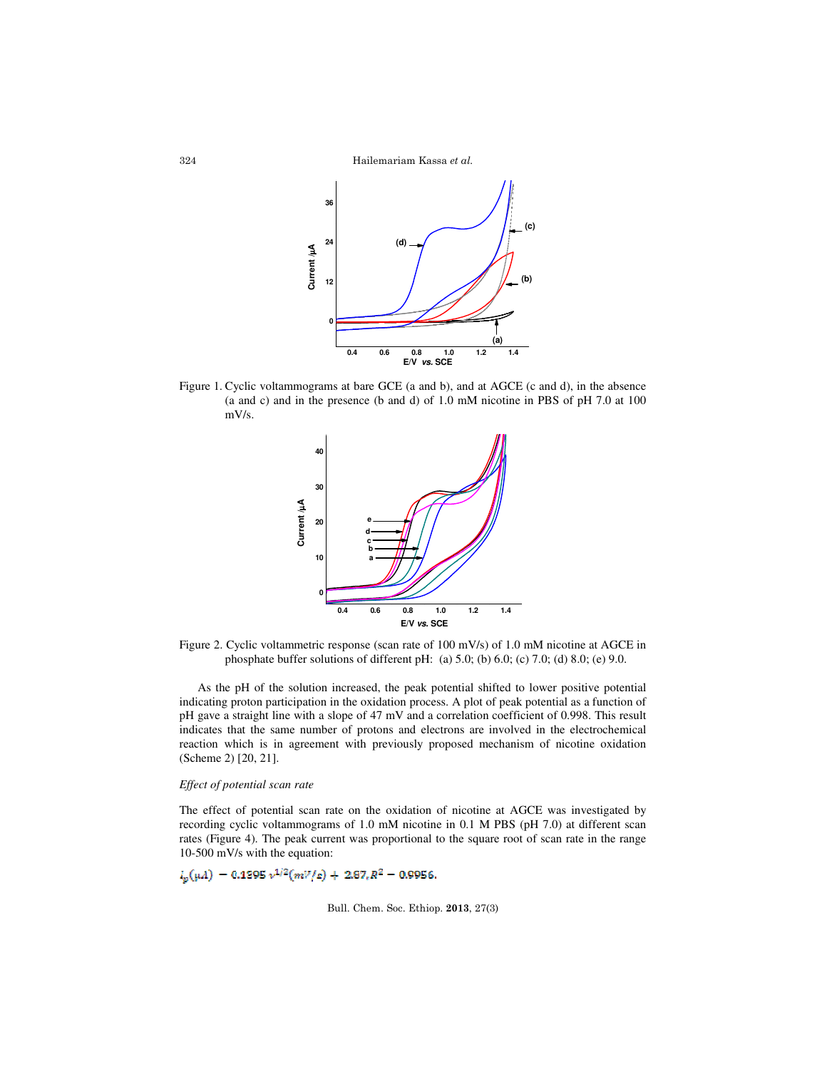Figure 1. Cyclic voltammograms at bare GCE (a and b), and at AGCE (c and d), in the absence (a and c) and in the presence (b and d) of 1.0 mM nicotine in PBS of pH 7.0 at 100 mV/s.

Figure 2. Cyclic voltammetric response (scan rate of 100 mV/s) of 1.0 mM nicotine at AGCE in phosphate buffer solutions of different pH: (a) 5.0; (b) 6.0; (c) 7.0; (d) 8.0; (e) 9.0.

As the pH of the solution increased, the peak potential shifted to lower positive potential indicating proton participation in the oxidation process. A plot of peak potential as a function of pH gave a straight line with a slope of 47 mV and a correlation coefficient of 0.998. This result indicates that the same number of protons and electrons are involved in the electrochemical reaction which is in agreement with previously proposed mechanism of nicotine oxidation (Scheme 2) [20, 21].

*Effect of potential scan rate*

The effect of potential scan rate on the oxidation of nicotine at AGCE was investigated by recording cyclic voltammograms of 1.0 mM nicotine in 0.1 M PBS (pH 7.0) at different scan rates (Figure 4). The peak current was proportional to the square root of scan rate in the range 10-500 mV/s with the equation:

$$i_p(\mu A) = 0.1295\, \nu^{1/2}(mV/s) + 2.67, R^2 = 0.9956.$$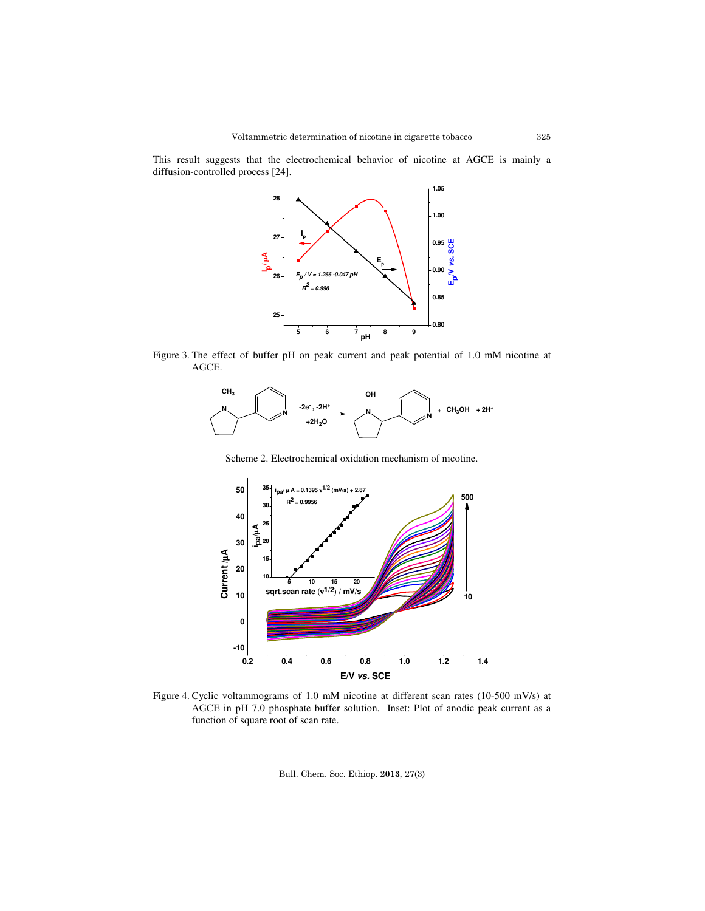This result suggests that the electrochemical behavior of nicotine at AGCE is mainly a diffusion-controlled process [24].

Figure 3. The effect of buffer pH on peak current and peak potential of 1.0 mM nicotine at AGCE.

Scheme 2. Electrochemical oxidation mechanism of nicotine.

Figure 4. Cyclic voltammograms of 1.0 mM nicotine at different scan rates (10-500 mV/s) at AGCE in pH 7.0 phosphate buffer solution. Inset: Plot of anodic peak current as a function of square root of scan rate.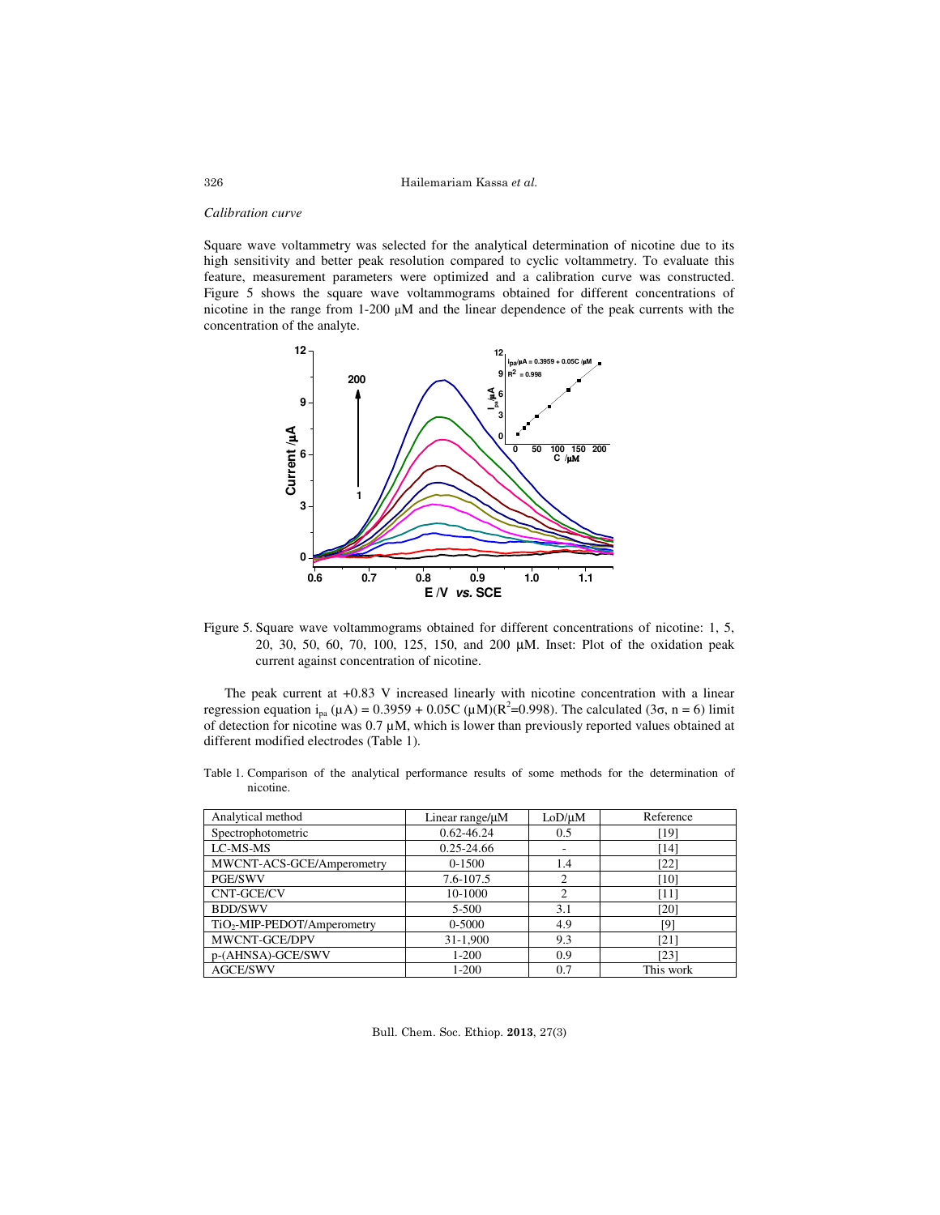*Calibration curve*

Square wave voltammetry was selected for the analytical determination of nicotine due to its high sensitivity and better peak resolution compared to cyclic voltammetry. To evaluate this feature, measurement parameters were optimized and a calibration curve was constructed. Figure 5 shows the square wave voltammograms obtained for different concentrations of nicotine in the range from 1-200 μM and the linear dependence of the peak currents with the concentration of the analyte.

Figure 5. Square wave voltammograms obtained for different concentrations of nicotine: 1, 5, 20, 30, 50, 60, 70, 100, 125, 150, and 200 μM. Inset: Plot of the oxidation peak current against concentration of nicotine.

The peak current at +0.83 V increased linearly with nicotine concentration with a linear regression equation $i_{pa}$ (μA) = 0.3959 + 0.05C (μM)($R^2$=0.998). The calculated (3σ, n = 6) limit of detection for nicotine was 0.7 μM, which is lower than previously reported values obtained at different modified electrodes (Table 1).

Table 1. Comparison of the analytical performance results of some methods for the determination of nicotine.

| Analytical method | Linear range/μM | LoD/μM | Reference |
|---|---|---|---|
| Spectrophotometric | 0.62-46.24 | 0.5 | [19] |
| LC-MS-MS | 0.25-24.66 | - | [14] |
| MWCNT-ACS-GCE/Amperometry | 0-1500 | 1.4 | [22] |
| PGE/SWV | 7.6-107.5 | 2 | [10] |
| CNT-GCE/CV | 10-1000 | 2 | [11] |
| BDD/SWV | 5-500 | 3.1 | [20] |
| $TiO_2$-MIP-PEDOT/Amperometry | 0-5000 | 4.9 | [9] |
| MWCNT-GCE/DPV | 31-1,900 | 9.3 | [21] |
| p-(AHNSA)-GCE/SWV | 1-200 | 0.9 | [23] |
| AGCE/SWV | 1-200 | 0.7 | This work |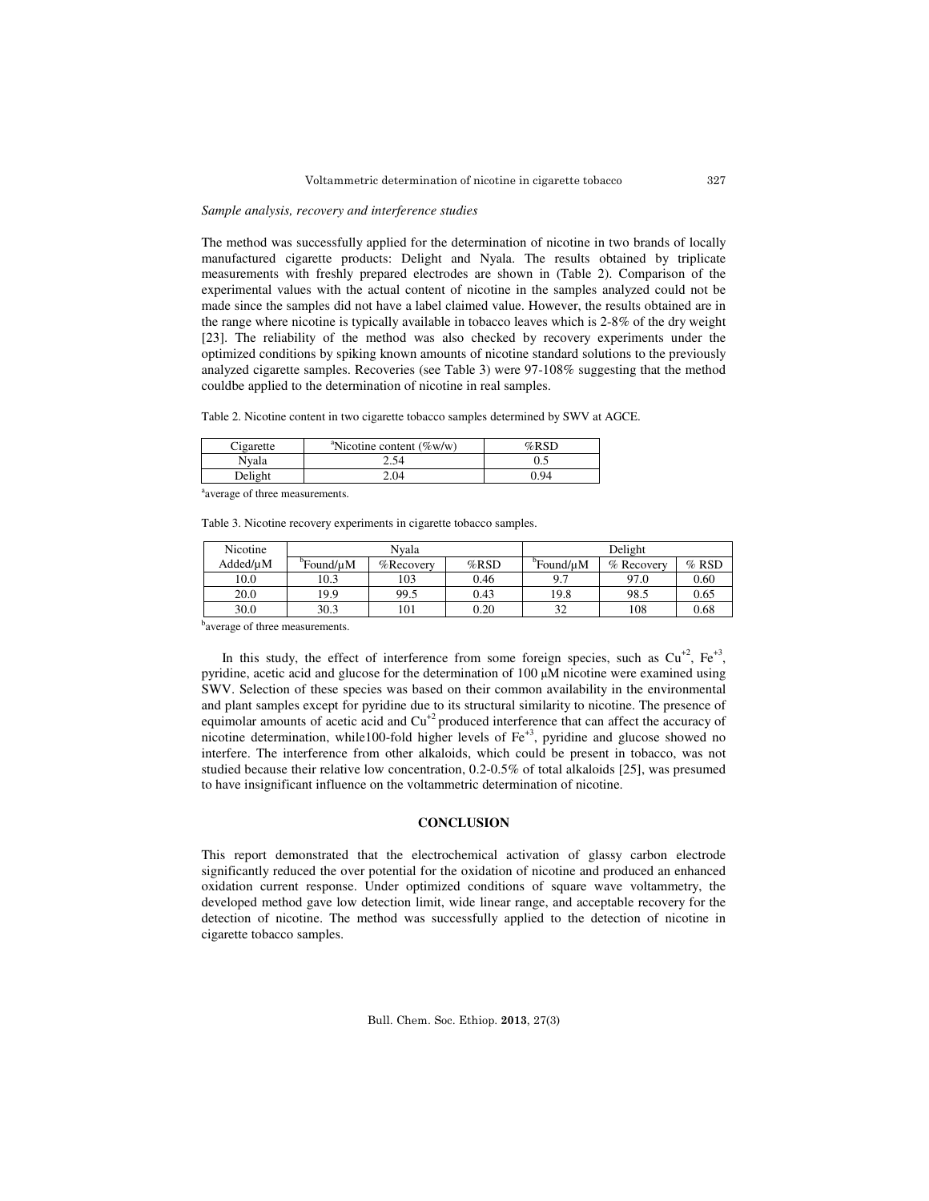*Sample analysis, recovery and interference studies*

The method was successfully applied for the determination of nicotine in two brands of locally manufactured cigarette products: Delight and Nyala. The results obtained by triplicate measurements with freshly prepared electrodes are shown in (Table 2). Comparison of the experimental values with the actual content of nicotine in the samples analyzed could not be made since the samples did not have a label claimed value. However, the results obtained are in the range where nicotine is typically available in tobacco leaves which is 2-8% of the dry weight [23]. The reliability of the method was also checked by recovery experiments under the optimized conditions by spiking known amounts of nicotine standard solutions to the previously analyzed cigarette samples. Recoveries (see Table 3) were 97-108% suggesting that the method couldbe applied to the determination of nicotine in real samples.

Table 2. Nicotine content in two cigarette tobacco samples determined by SWV at AGCE.

| Cigarette | [a]Nicotine content (%w/w) | %RSD |
|---|---|---|
| Nyala | 2.54 | 0.5 |
| Delight | 2.04 | 0.94 |

[a]average of three measurements.

Table 3. Nicotine recovery experiments in cigarette tobacco samples.

| Nicotine | Nyala | | | Delight | | |
|---|---|---|---|---|---|---|
| Added/μM | [b]Found/μM | %Recovery | %RSD | [b]Found/μM | % Recovery | % RSD |
| 10.0 | 10.3 | 103 | 0.46 | 9.7 | 97.0 | 0.60 |
| 20.0 | 19.9 | 99.5 | 0.43 | 19.8 | 98.5 | 0.65 |
| 30.0 | 30.3 | 101 | 0.20 | 32 | 108 | 0.68 |

[b]average of three measurements.

In this study, the effect of interference from some foreign species, such as $Cu^{+2}$, $Fe^{+3}$, pyridine, acetic acid and glucose for the determination of 100 μM nicotine were examined using SWV. Selection of these species was based on their common availability in the environmental and plant samples except for pyridine due to its structural similarity to nicotine. The presence of equimolar amounts of acetic acid and $Cu^{+2}$ produced interference that can affect the accuracy of nicotine determination, while100-fold higher levels of $Fe^{+3}$, pyridine and glucose showed no interfere. The interference from other alkaloids, which could be present in tobacco, was not studied because their relative low concentration, 0.2-0.5% of total alkaloids [25], was presumed to have insignificant influence on the voltammetric determination of nicotine.

## CONCLUSION

This report demonstrated that the electrochemical activation of glassy carbon electrode significantly reduced the over potential for the oxidation of nicotine and produced an enhanced oxidation current response. Under optimized conditions of square wave voltammetry, the developed method gave low detection limit, wide linear range, and acceptable recovery for the detection of nicotine. The method was successfully applied to the detection of nicotine in cigarette tobacco samples.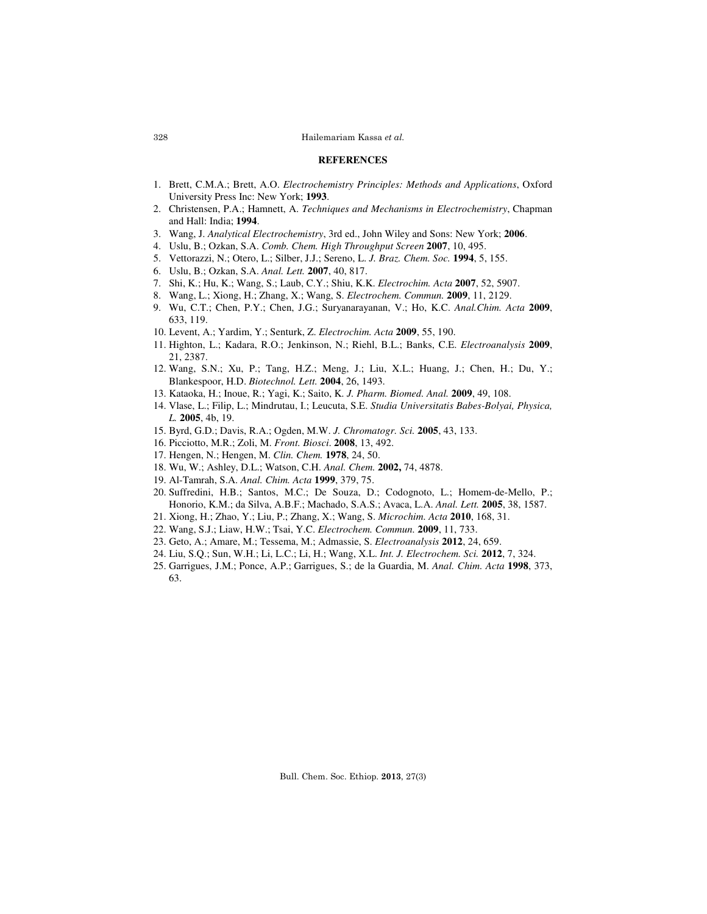## REFERENCES

1. Brett, C.M.A.; Brett, A.O. *Electrochemistry Principles: Methods and Applications*, Oxford University Press Inc: New York; **1993**.
2. Christensen, P.A.; Hamnett, A. *Techniques and Mechanisms in Electrochemistry*, Chapman and Hall: India; **1994**.
3. Wang, J. *Analytical Electrochemistry*, 3rd ed., John Wiley and Sons: New York; **2006**.
4. Uslu, B.; Ozkan, S.A. *Comb. Chem. High Throughput Screen* **2007**, 10, 495.
5. Vettorazzi, N.; Otero, L.; Silber, J.J.; Sereno, L. *J. Braz. Chem. Soc.* **1994**, 5, 155.
6. Uslu, B.; Ozkan, S.A. *Anal. Lett.* **2007**, 40, 817.
7. Shi, K.; Hu, K.; Wang, S.; Laub, C.Y.; Shiu, K.K. *Electrochim. Acta* **2007**, 52, 5907.
8. Wang, L.; Xiong, H.; Zhang, X.; Wang, S. *Electrochem. Commun.* **2009**, 11, 2129.
9. Wu, C.T.; Chen, P.Y.; Chen, J.G.; Suryanarayanan, V.; Ho, K.C. *Anal.Chim. Acta* **2009**, 633, 119.
10. Levent, A.; Yardim, Y.; Senturk, Z. *Electrochim. Acta* **2009**, 55, 190.
11. Highton, L.; Kadara, R.O.; Jenkinson, N.; Riehl, B.L.; Banks, C.E. *Electroanalysis* **2009**, 21, 2387.
12. Wang, S.N.; Xu, P.; Tang, H.Z.; Meng, J.; Liu, X.L.; Huang, J.; Chen, H.; Du, Y.; Blankespoor, H.D. *Biotechnol. Lett.* **2004**, 26, 1493.
13. Kataoka, H.; Inoue, R.; Yagi, K.; Saito, K. *J. Pharm. Biomed. Anal.* **2009**, 49, 108.
14. Vlase, L.; Filip, L.; Mindrutau, I.; Leucuta, S.E. *Studia Universitatis Babes-Bolyai, Physica, L.* **2005**, 4b, 19.
15. Byrd, G.D.; Davis, R.A.; Ogden, M.W. *J. Chromatogr. Sci.* **2005**, 43, 133.
16. Picciotto, M.R.; Zoli, M. *Front. Biosci*. **2008**, 13, 492.
17. Hengen, N.; Hengen, M. *Clin. Chem.* **1978**, 24, 50.
18. Wu, W.; Ashley, D.L.; Watson, C.H. *Anal. Chem.* **2002,** 74, 4878.
19. Al-Tamrah, S.A. *Anal. Chim. Acta* **1999**, 379, 75.
20. Suffredini, H.B.; Santos, M.C.; De Souza, D.; Codognoto, L.; Homem-de-Mello, P.; Honorio, K.M.; da Silva, A.B.F.; Machado, S.A.S.; Avaca, L.A. *Anal. Lett.* **2005**, 38, 1587.
21. Xiong, H.; Zhao, Y.; Liu, P.; Zhang, X.; Wang, S. *Microchim. Acta* **2010**, 168, 31.
22. Wang, S.J.; Liaw, H.W.; Tsai, Y.C. *Electrochem. Commun.* **2009**, 11, 733.
23. Geto, A.; Amare, M.; Tessema, M.; Admassie, S. *Electroanalysis* **2012**, 24, 659.
24. Liu, S.Q.; Sun, W.H.; Li, L.C.; Li, H.; Wang, X.L. *Int. J. Electrochem. Sci.* **2012**, 7, 324.
25. Garrigues, J.M.; Ponce, A.P.; Garrigues, S.; de la Guardia, M. *Anal. Chim. Acta* **1998**, 373, 63.